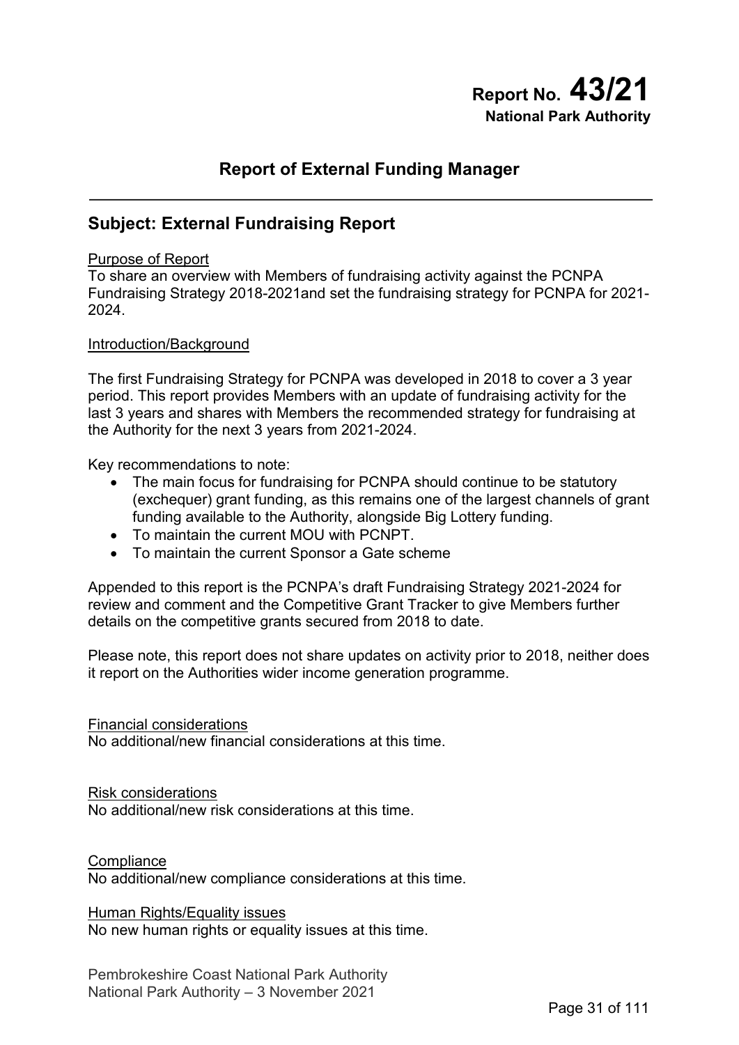# Report No. 43/21
**National Park Authority**

## Report of External Funding Manager

## Subject: External Fundraising Report

Purpose of Report
To share an overview with Members of fundraising activity against the PCNPA Fundraising Strategy 2018-2021and set the fundraising strategy for PCNPA for 2021-2024.

Introduction/Background

The first Fundraising Strategy for PCNPA was developed in 2018 to cover a 3 year period. This report provides Members with an update of fundraising activity for the last 3 years and shares with Members the recommended strategy for fundraising at the Authority for the next 3 years from 2021-2024.

Key recommendations to note:

- The main focus for fundraising for PCNPA should continue to be statutory (exchequer) grant funding, as this remains one of the largest channels of grant funding available to the Authority, alongside Big Lottery funding.
- To maintain the current MOU with PCNPT.
- To maintain the current Sponsor a Gate scheme

Appended to this report is the PCNPA's draft Fundraising Strategy 2021-2024 for review and comment and the Competitive Grant Tracker to give Members further details on the competitive grants secured from 2018 to date.

Please note, this report does not share updates on activity prior to 2018, neither does it report on the Authorities wider income generation programme.

Financial considerations
No additional/new financial considerations at this time.

Risk considerations
No additional/new risk considerations at this time.

Compliance
No additional/new compliance considerations at this time.

Human Rights/Equality issues
No new human rights or equality issues at this time.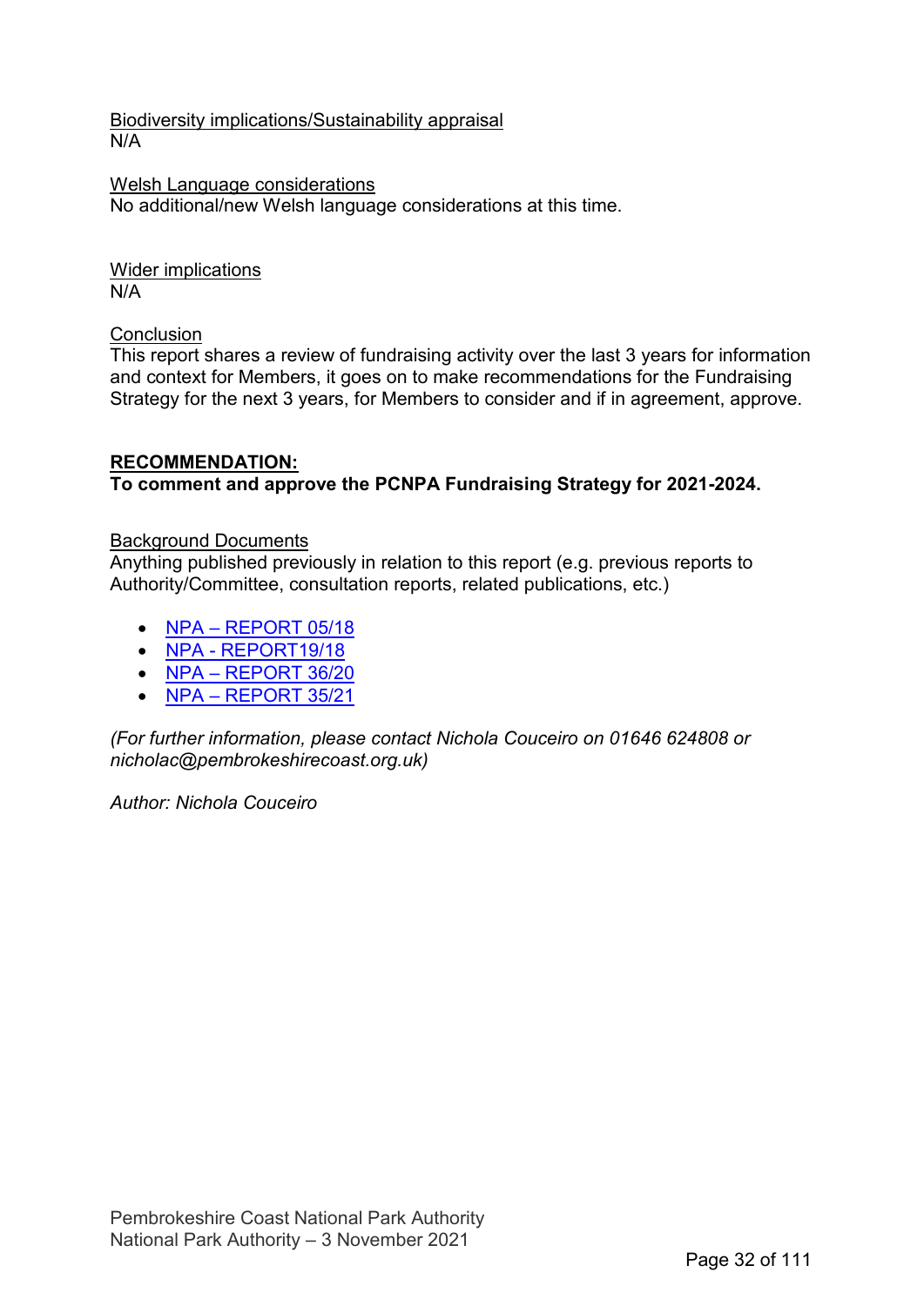Biodiversity implications/Sustainability appraisal
N/A

Welsh Language considerations
No additional/new Welsh language considerations at this time.

Wider implications
N/A

Conclusion
This report shares a review of fundraising activity over the last 3 years for information and context for Members, it goes on to make recommendations for the Fundraising Strategy for the next 3 years, for Members to consider and if in agreement, approve.

**RECOMMENDATION:**
**To comment and approve the PCNPA Fundraising Strategy for 2021-2024.**

Background Documents
Anything published previously in relation to this report (e.g. previous reports to Authority/Committee, consultation reports, related publications, etc.)

- NPA – REPORT 05/18
- NPA - REPORT19/18
- NPA – REPORT 36/20
- NPA – REPORT 35/21

*(For further information, please contact Nichola Couceiro on 01646 624808 or nicholac@pembrokeshirecoast.org.uk)*

*Author: Nichola Couceiro*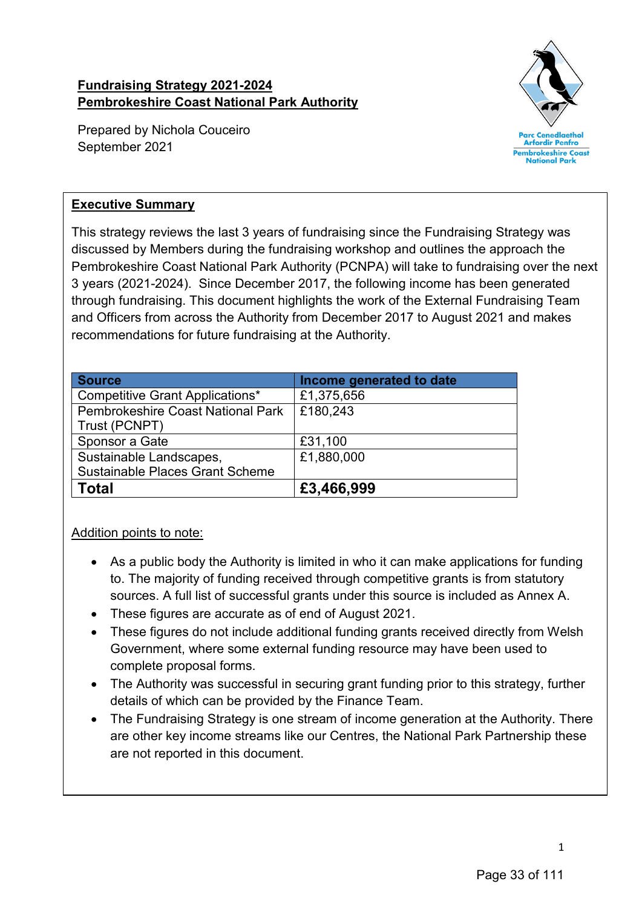**Fundraising Strategy 2021-2024**
**Pembrokeshire Coast National Park Authority**

Prepared by Nichola Couceiro
September 2021

Parc Cenedlaethol Arfordir Penfro
Pembrokeshire Coast National Park

## Executive Summary

This strategy reviews the last 3 years of fundraising since the Fundraising Strategy was discussed by Members during the fundraising workshop and outlines the approach the Pembrokeshire Coast National Park Authority (PCNPA) will take to fundraising over the next 3 years (2021-2024). Since December 2017, the following income has been generated through fundraising. This document highlights the work of the External Fundraising Team and Officers from across the Authority from December 2017 to August 2021 and makes recommendations for future fundraising at the Authority.

| Source | Income generated to date |
|---|---|
| Competitive Grant Applications* | £1,375,656 |
| Pembrokeshire Coast National Park Trust (PCNPT) | £180,243 |
| Sponsor a Gate | £31,100 |
| Sustainable Landscapes, Sustainable Places Grant Scheme | £1,880,000 |
| **Total** | **£3,466,999** |

Addition points to note:

- As a public body the Authority is limited in who it can make applications for funding to. The majority of funding received through competitive grants is from statutory sources. A full list of successful grants under this source is included as Annex A.
- These figures are accurate as of end of August 2021.
- These figures do not include additional funding grants received directly from Welsh Government, where some external funding resource may have been used to complete proposal forms.
- The Authority was successful in securing grant funding prior to this strategy, further details of which can be provided by the Finance Team.
- The Fundraising Strategy is one stream of income generation at the Authority. There are other key income streams like our Centres, the National Park Partnership these are not reported in this document.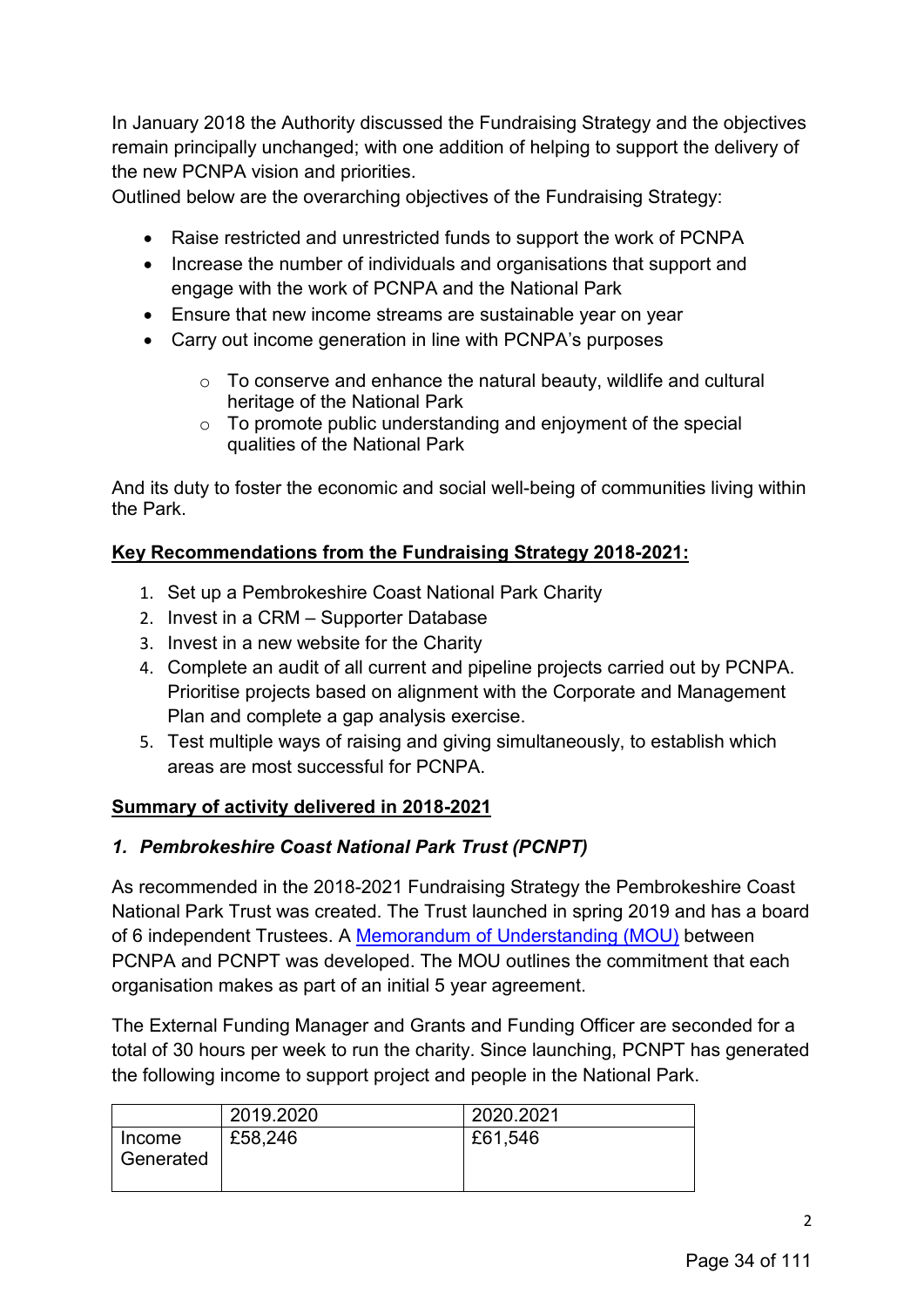In January 2018 the Authority discussed the Fundraising Strategy and the objectives remain principally unchanged; with one addition of helping to support the delivery of the new PCNPA vision and priorities.

Outlined below are the overarching objectives of the Fundraising Strategy:

- Raise restricted and unrestricted funds to support the work of PCNPA
- Increase the number of individuals and organisations that support and engage with the work of PCNPA and the National Park
- Ensure that new income streams are sustainable year on year
- Carry out income generation in line with PCNPA's purposes
    - To conserve and enhance the natural beauty, wildlife and cultural heritage of the National Park
    - To promote public understanding and enjoyment of the special qualities of the National Park

And its duty to foster the economic and social well-being of communities living within the Park.

**Key Recommendations from the Fundraising Strategy 2018-2021:**

1. Set up a Pembrokeshire Coast National Park Charity
2. Invest in a CRM – Supporter Database
3. Invest in a new website for the Charity
4. Complete an audit of all current and pipeline projects carried out by PCNPA. Prioritise projects based on alignment with the Corporate and Management Plan and complete a gap analysis exercise.
5. Test multiple ways of raising and giving simultaneously, to establish which areas are most successful for PCNPA.

**Summary of activity delivered in 2018-2021**

### *1. Pembrokeshire Coast National Park Trust (PCNPT)*

As recommended in the 2018-2021 Fundraising Strategy the Pembrokeshire Coast National Park Trust was created. The Trust launched in spring 2019 and has a board of 6 independent Trustees. A Memorandum of Understanding (MOU) between PCNPA and PCNPT was developed. The MOU outlines the commitment that each organisation makes as part of an initial 5 year agreement.

The External Funding Manager and Grants and Funding Officer are seconded for a total of 30 hours per week to run the charity. Since launching, PCNPT has generated the following income to support project and people in the National Park.

| | 2019.2020 | 2020.2021 |
|---|---|---|
| Income Generated | £58,246 | £61,546 |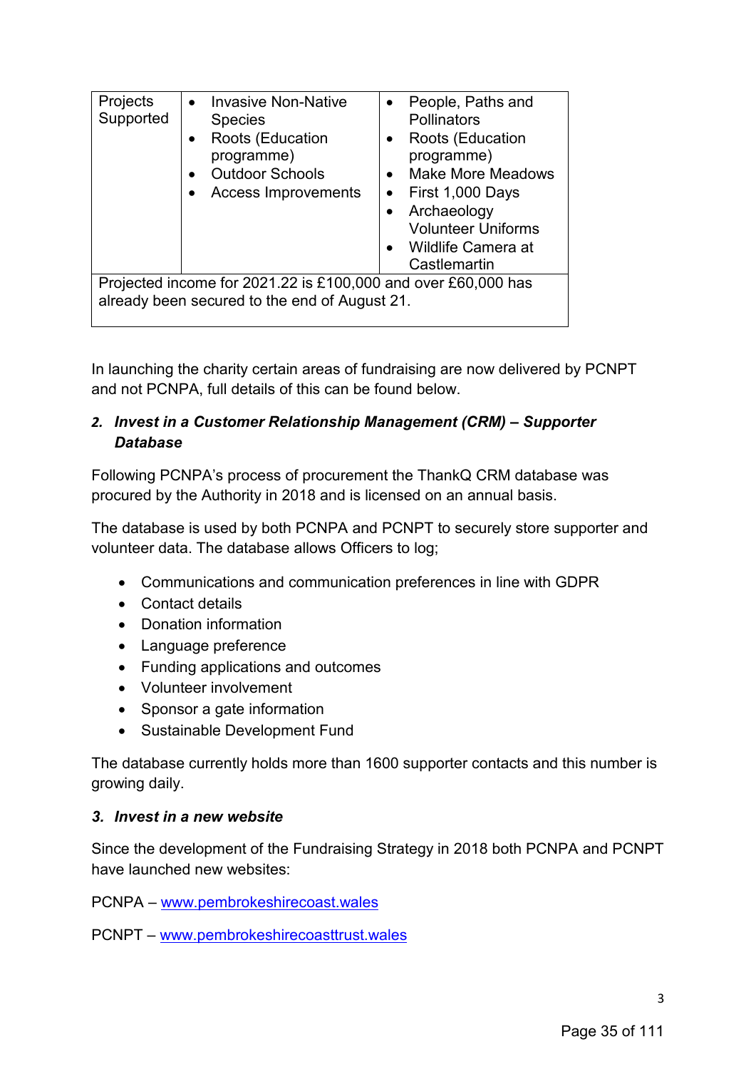| Projects Supported | • Invasive Non-Native Species<br>• Roots (Education programme)<br>• Outdoor Schools<br>• Access Improvements | • People, Paths and Pollinators<br>• Roots (Education programme)<br>• Make More Meadows<br>• First 1,000 Days<br>• Archaeology Volunteer Uniforms<br>• Wildlife Camera at Castlemartin |
|---|---|---|
| Projected income for 2021.22 is £100,000 and over £60,000 has already been secured to the end of August 21. | | |

In launching the charity certain areas of fundraising are now delivered by PCNPT and not PCNPA, full details of this can be found below.

### 2. *Invest in a Customer Relationship Management (CRM) – Supporter Database*

Following PCNPA's process of procurement the ThankQ CRM database was procured by the Authority in 2018 and is licensed on an annual basis.

The database is used by both PCNPA and PCNPT to securely store supporter and volunteer data. The database allows Officers to log;

- Communications and communication preferences in line with GDPR
- Contact details
- Donation information
- Language preference
- Funding applications and outcomes
- Volunteer involvement
- Sponsor a gate information
- Sustainable Development Fund

The database currently holds more than 1600 supporter contacts and this number is growing daily.

### 3. *Invest in a new website*

Since the development of the Fundraising Strategy in 2018 both PCNPA and PCNPT have launched new websites:

PCNPA – [www.pembrokeshirecoast.wales](http://www.pembrokeshirecoast.wales)

PCNPT – [www.pembrokeshirecoasttrust.wales](http://www.pembrokeshirecoasttrust.wales)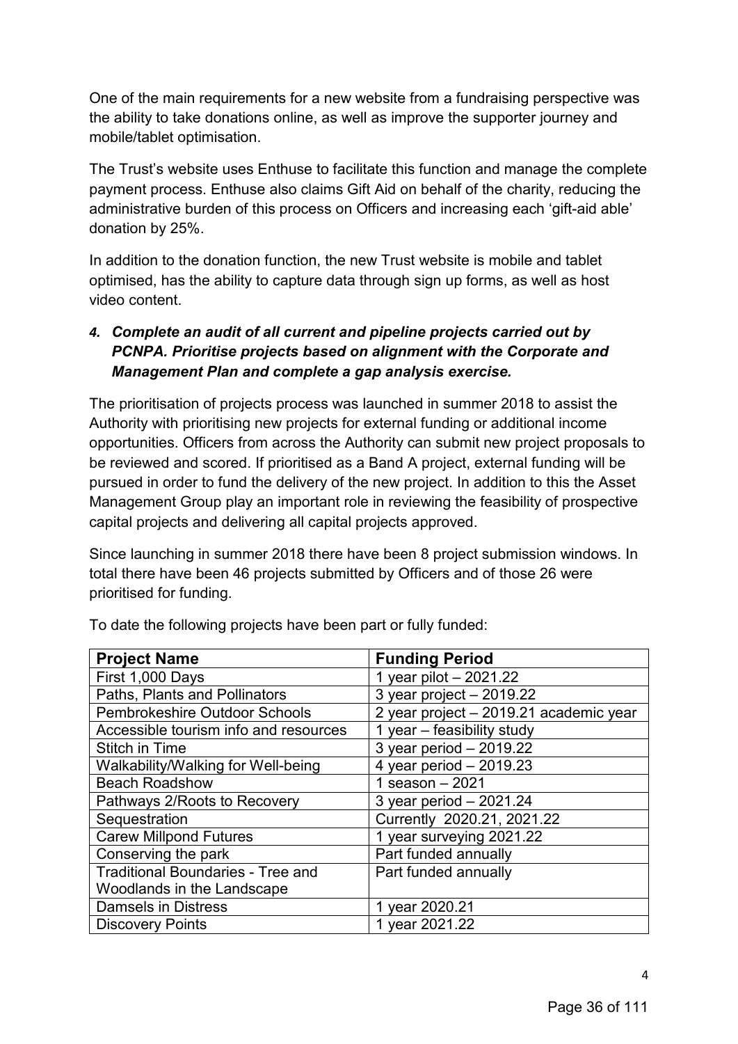One of the main requirements for a new website from a fundraising perspective was the ability to take donations online, as well as improve the supporter journey and mobile/tablet optimisation.

The Trust's website uses Enthuse to facilitate this function and manage the complete payment process. Enthuse also claims Gift Aid on behalf of the charity, reducing the administrative burden of this process on Officers and increasing each 'gift-aid able' donation by 25%.

In addition to the donation function, the new Trust website is mobile and tablet optimised, has the ability to capture data through sign up forms, as well as host video content.

***4. Complete an audit of all current and pipeline projects carried out by PCNPA. Prioritise projects based on alignment with the Corporate and Management Plan and complete a gap analysis exercise.***

The prioritisation of projects process was launched in summer 2018 to assist the Authority with prioritising new projects for external funding or additional income opportunities. Officers from across the Authority can submit new project proposals to be reviewed and scored. If prioritised as a Band A project, external funding will be pursued in order to fund the delivery of the new project. In addition to this the Asset Management Group play an important role in reviewing the feasibility of prospective capital projects and delivering all capital projects approved.

Since launching in summer 2018 there have been 8 project submission windows. In total there have been 46 projects submitted by Officers and of those 26 were prioritised for funding.

To date the following projects have been part or fully funded:

| Project Name | Funding Period |
|---|---|
| First 1,000 Days | 1 year pilot – 2021.22 |
| Paths, Plants and Pollinators | 3 year project – 2019.22 |
| Pembrokeshire Outdoor Schools | 2 year project – 2019.21 academic year |
| Accessible tourism info and resources | 1 year – feasibility study |
| Stitch in Time | 3 year period – 2019.22 |
| Walkability/Walking for Well-being | 4 year period – 2019.23 |
| Beach Roadshow | 1 season – 2021 |
| Pathways 2/Roots to Recovery | 3 year period – 2021.24 |
| Sequestration | Currently 2020.21, 2021.22 |
| Carew Millpond Futures | 1 year surveying 2021.22 |
| Conserving the park | Part funded annually |
| Traditional Boundaries - Tree and Woodlands in the Landscape | Part funded annually |
| Damsels in Distress | 1 year 2020.21 |
| Discovery Points | 1 year 2021.22 |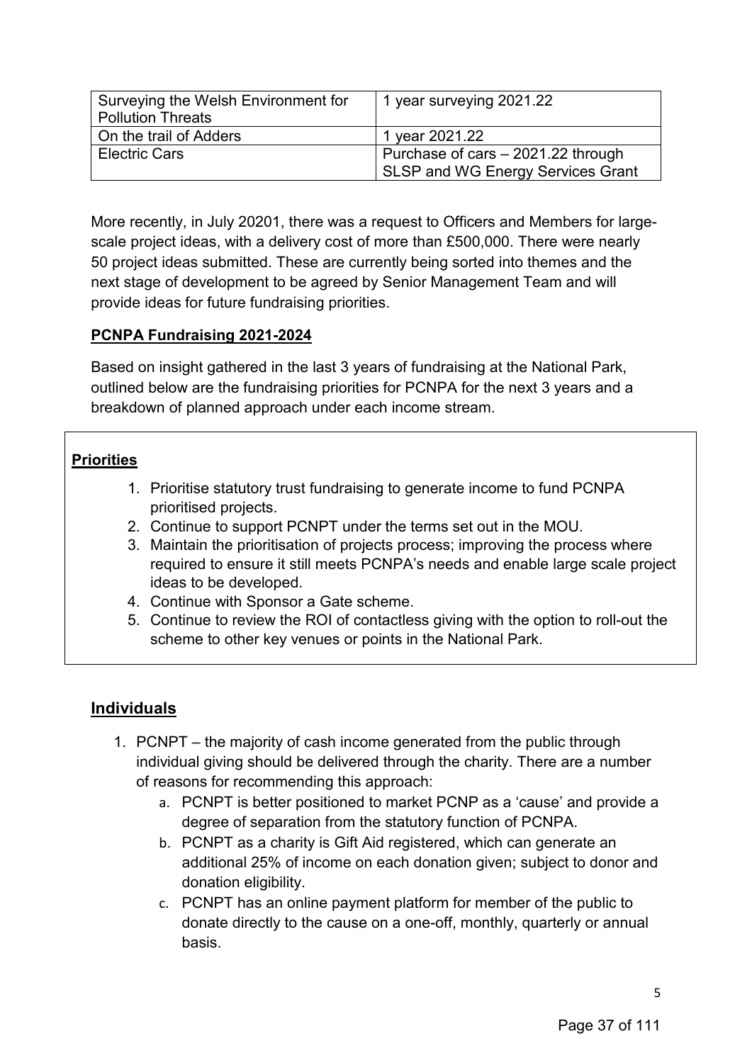| Surveying the Welsh Environment for Pollution Threats | 1 year surveying 2021.22 |
|---|---|
| On the trail of Adders | 1 year 2021.22 |
| Electric Cars | Purchase of cars – 2021.22 through SLSP and WG Energy Services Grant |

More recently, in July 20201, there was a request to Officers and Members for large-scale project ideas, with a delivery cost of more than £500,000. There were nearly 50 project ideas submitted. These are currently being sorted into themes and the next stage of development to be agreed by Senior Management Team and will provide ideas for future fundraising priorities.

**PCNPA Fundraising 2021-2024**

Based on insight gathered in the last 3 years of fundraising at the National Park, outlined below are the fundraising priorities for PCNPA for the next 3 years and a breakdown of planned approach under each income stream.

**Priorities**

1. Prioritise statutory trust fundraising to generate income to fund PCNPA prioritised projects.
2. Continue to support PCNPT under the terms set out in the MOU.
3. Maintain the prioritisation of projects process; improving the process where required to ensure it still meets PCNPA's needs and enable large scale project ideas to be developed.
4. Continue with Sponsor a Gate scheme.
5. Continue to review the ROI of contactless giving with the option to roll-out the scheme to other key venues or points in the National Park.

## Individuals

1. PCNPT – the majority of cash income generated from the public through individual giving should be delivered through the charity. There are a number of reasons for recommending this approach:
   a. PCNPT is better positioned to market PCNP as a 'cause' and provide a degree of separation from the statutory function of PCNPA.
   b. PCNPT as a charity is Gift Aid registered, which can generate an additional 25% of income on each donation given; subject to donor and donation eligibility.
   c. PCNPT has an online payment platform for member of the public to donate directly to the cause on a one-off, monthly, quarterly or annual basis.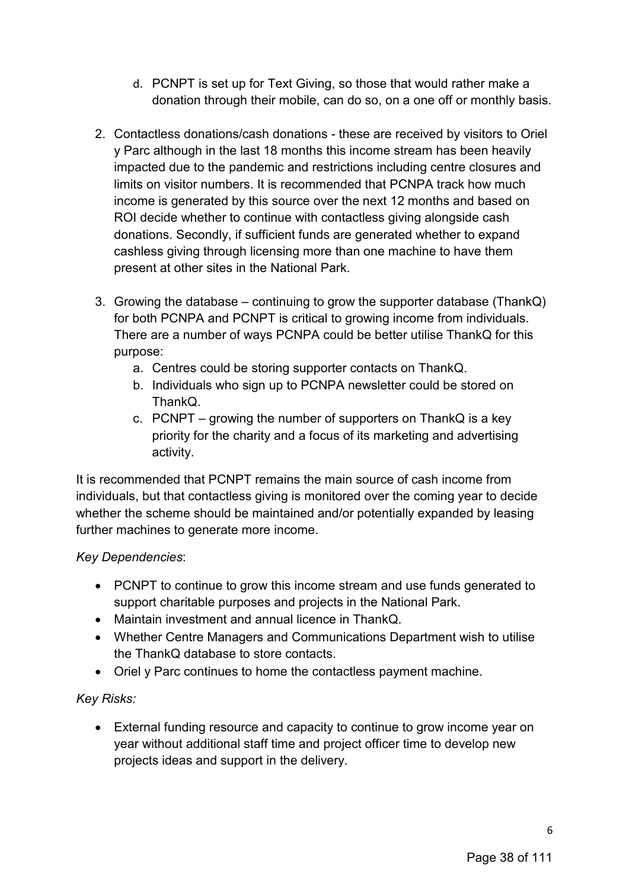d. PCNPT is set up for Text Giving, so those that would rather make a donation through their mobile, can do so, on a one off or monthly basis.

2. Contactless donations/cash donations - these are received by visitors to Oriel y Parc although in the last 18 months this income stream has been heavily impacted due to the pandemic and restrictions including centre closures and limits on visitor numbers. It is recommended that PCNPA track how much income is generated by this source over the next 12 months and based on ROI decide whether to continue with contactless giving alongside cash donations. Secondly, if sufficient funds are generated whether to expand cashless giving through licensing more than one machine to have them present at other sites in the National Park.

3. Growing the database – continuing to grow the supporter database (ThankQ) for both PCNPA and PCNPT is critical to growing income from individuals. There are a number of ways PCNPA could be better utilise ThankQ for this purpose:
   a. Centres could be storing supporter contacts on ThankQ.
   b. Individuals who sign up to PCNPA newsletter could be stored on ThankQ.
   c. PCNPT – growing the number of supporters on ThankQ is a key priority for the charity and a focus of its marketing and advertising activity.

It is recommended that PCNPT remains the main source of cash income from individuals, but that contactless giving is monitored over the coming year to decide whether the scheme should be maintained and/or potentially expanded by leasing further machines to generate more income.

*Key Dependencies*:

- PCNPT to continue to grow this income stream and use funds generated to support charitable purposes and projects in the National Park.
- Maintain investment and annual licence in ThankQ.
- Whether Centre Managers and Communications Department wish to utilise the ThankQ database to store contacts.
- Oriel y Parc continues to home the contactless payment machine.

*Key Risks:*

- External funding resource and capacity to continue to grow income year on year without additional staff time and project officer time to develop new projects ideas and support in the delivery.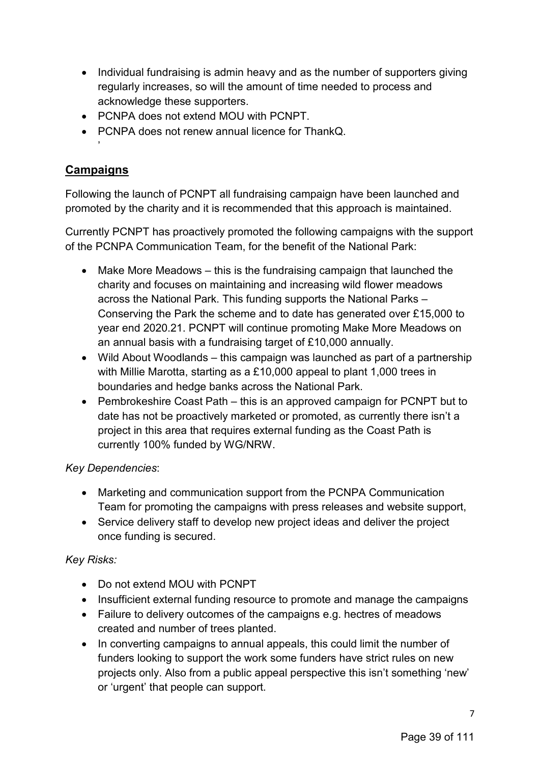- Individual fundraising is admin heavy and as the number of supporters giving regularly increases, so will the amount of time needed to process and acknowledge these supporters.
- PCNPA does not extend MOU with PCNPT.
- PCNPA does not renew annual licence for ThankQ.

,

## Campaigns

Following the launch of PCNPT all fundraising campaign have been launched and promoted by the charity and it is recommended that this approach is maintained.

Currently PCNPT has proactively promoted the following campaigns with the support of the PCNPA Communication Team, for the benefit of the National Park:

- Make More Meadows – this is the fundraising campaign that launched the charity and focuses on maintaining and increasing wild flower meadows across the National Park. This funding supports the National Parks – Conserving the Park the scheme and to date has generated over £15,000 to year end 2020.21. PCNPT will continue promoting Make More Meadows on an annual basis with a fundraising target of £10,000 annually.
- Wild About Woodlands – this campaign was launched as part of a partnership with Millie Marotta, starting as a £10,000 appeal to plant 1,000 trees in boundaries and hedge banks across the National Park.
- Pembrokeshire Coast Path – this is an approved campaign for PCNPT but to date has not be proactively marketed or promoted, as currently there isn't a project in this area that requires external funding as the Coast Path is currently 100% funded by WG/NRW.

*Key Dependencies*:

- Marketing and communication support from the PCNPA Communication Team for promoting the campaigns with press releases and website support,
- Service delivery staff to develop new project ideas and deliver the project once funding is secured.

*Key Risks:*

- Do not extend MOU with PCNPT
- Insufficient external funding resource to promote and manage the campaigns
- Failure to delivery outcomes of the campaigns e.g. hectres of meadows created and number of trees planted.
- In converting campaigns to annual appeals, this could limit the number of funders looking to support the work some funders have strict rules on new projects only. Also from a public appeal perspective this isn't something 'new' or 'urgent' that people can support.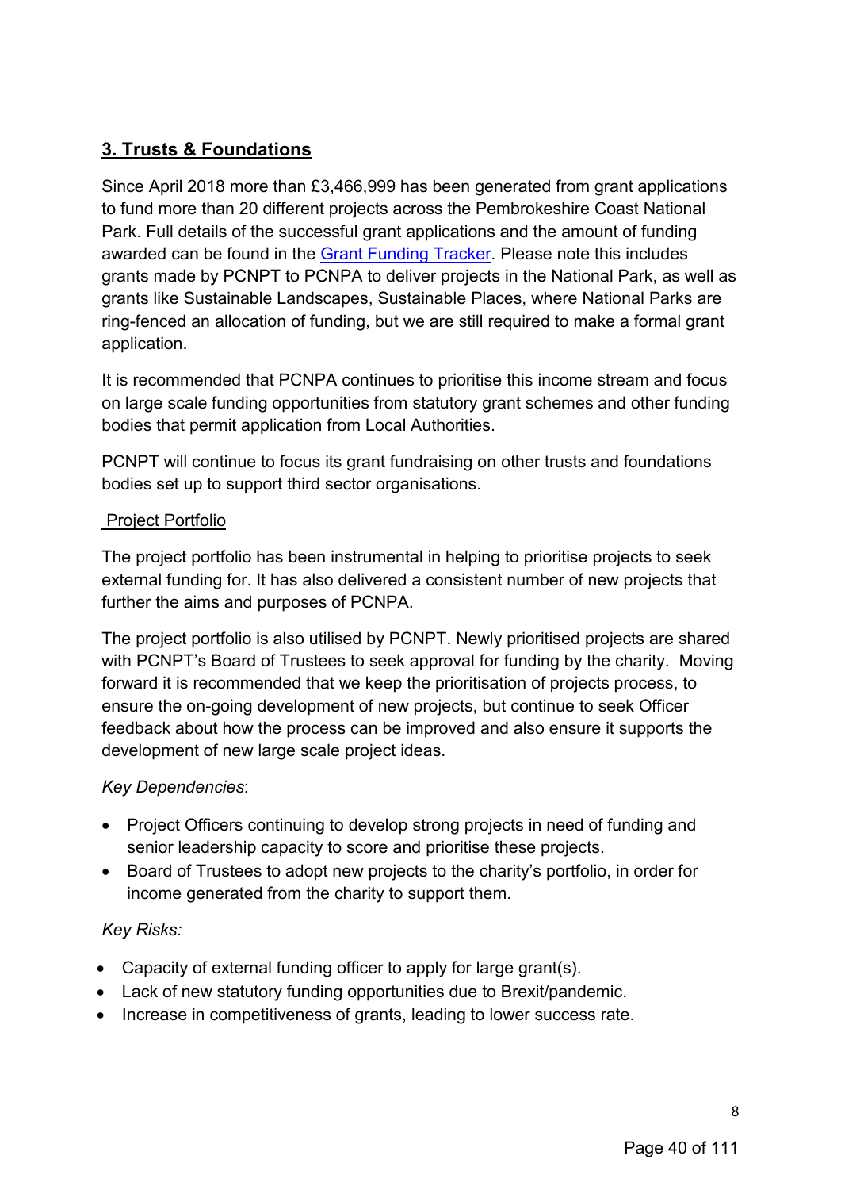## **3. Trusts & Foundations**

Since April 2018 more than £3,466,999 has been generated from grant applications to fund more than 20 different projects across the Pembrokeshire Coast National Park. Full details of the successful grant applications and the amount of funding awarded can be found in the Grant Funding Tracker. Please note this includes grants made by PCNPT to PCNPA to deliver projects in the National Park, as well as grants like Sustainable Landscapes, Sustainable Places, where National Parks are ring-fenced an allocation of funding, but we are still required to make a formal grant application.

It is recommended that PCNPA continues to prioritise this income stream and focus on large scale funding opportunities from statutory grant schemes and other funding bodies that permit application from Local Authorities.

PCNPT will continue to focus its grant fundraising on other trusts and foundations bodies set up to support third sector organisations.

Project Portfolio

The project portfolio has been instrumental in helping to prioritise projects to seek external funding for. It has also delivered a consistent number of new projects that further the aims and purposes of PCNPA.

The project portfolio is also utilised by PCNPT. Newly prioritised projects are shared with PCNPT's Board of Trustees to seek approval for funding by the charity. Moving forward it is recommended that we keep the prioritisation of projects process, to ensure the on-going development of new projects, but continue to seek Officer feedback about how the process can be improved and also ensure it supports the development of new large scale project ideas.

*Key Dependencies*:

- Project Officers continuing to develop strong projects in need of funding and senior leadership capacity to score and prioritise these projects.
- Board of Trustees to adopt new projects to the charity's portfolio, in order for income generated from the charity to support them.

*Key Risks:*

- Capacity of external funding officer to apply for large grant(s).
- Lack of new statutory funding opportunities due to Brexit/pandemic.
- Increase in competitiveness of grants, leading to lower success rate.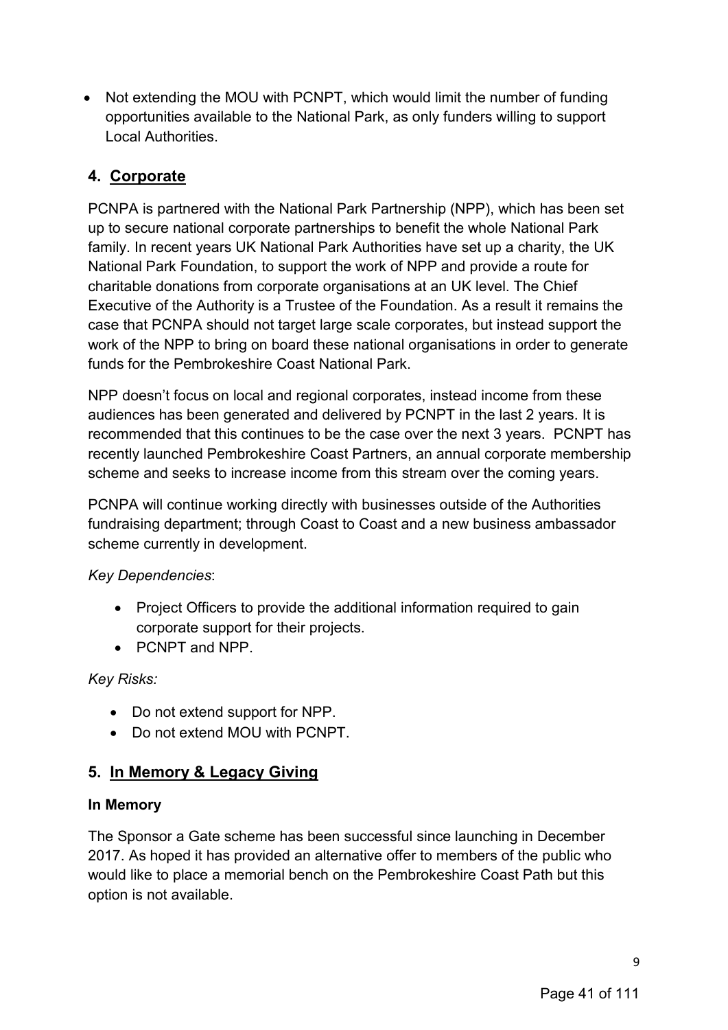- Not extending the MOU with PCNPT, which would limit the number of funding opportunities available to the National Park, as only funders willing to support Local Authorities.

## 4. Corporate

PCNPA is partnered with the National Park Partnership (NPP), which has been set up to secure national corporate partnerships to benefit the whole National Park family. In recent years UK National Park Authorities have set up a charity, the UK National Park Foundation, to support the work of NPP and provide a route for charitable donations from corporate organisations at an UK level. The Chief Executive of the Authority is a Trustee of the Foundation. As a result it remains the case that PCNPA should not target large scale corporates, but instead support the work of the NPP to bring on board these national organisations in order to generate funds for the Pembrokeshire Coast National Park.

NPP doesn't focus on local and regional corporates, instead income from these audiences has been generated and delivered by PCNPT in the last 2 years. It is recommended that this continues to be the case over the next 3 years. PCNPT has recently launched Pembrokeshire Coast Partners, an annual corporate membership scheme and seeks to increase income from this stream over the coming years.

PCNPA will continue working directly with businesses outside of the Authorities fundraising department; through Coast to Coast and a new business ambassador scheme currently in development.

*Key Dependencies*:

- Project Officers to provide the additional information required to gain corporate support for their projects.
- PCNPT and NPP.

*Key Risks:*

- Do not extend support for NPP.
- Do not extend MOU with PCNPT.

## 5. In Memory & Legacy Giving

**In Memory**

The Sponsor a Gate scheme has been successful since launching in December 2017. As hoped it has provided an alternative offer to members of the public who would like to place a memorial bench on the Pembrokeshire Coast Path but this option is not available.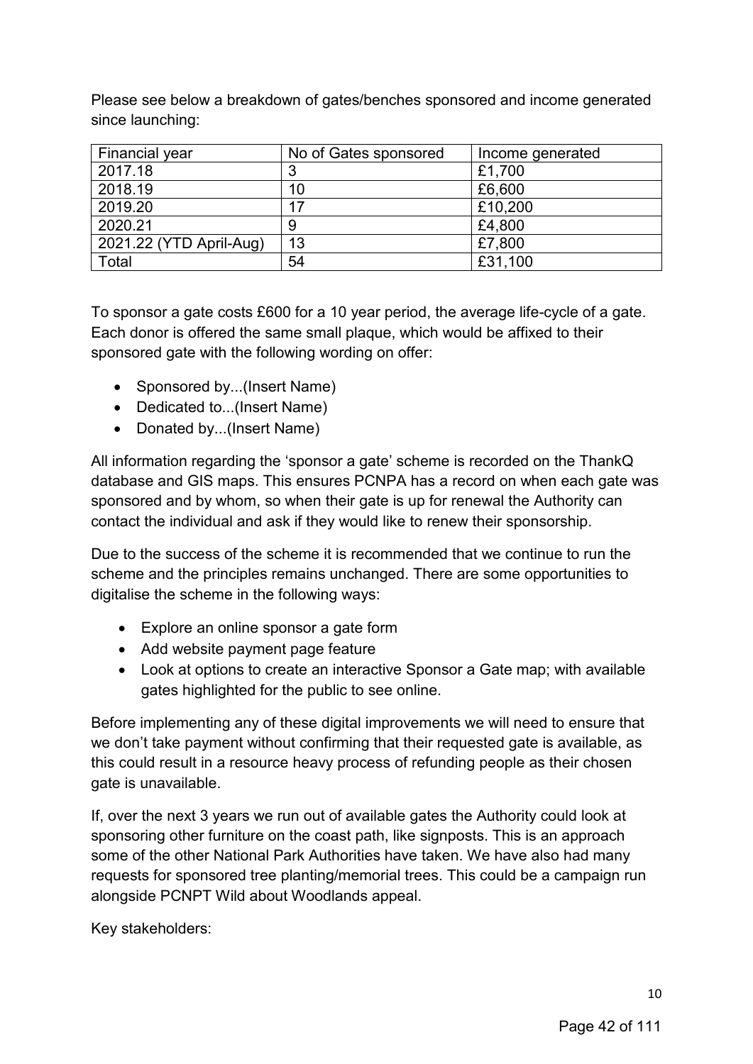Please see below a breakdown of gates/benches sponsored and income generated since launching:

| Financial year | No of Gates sponsored | Income generated |
|---|---|---|
| 2017.18 | 3 | £1,700 |
| 2018.19 | 10 | £6,600 |
| 2019.20 | 17 | £10,200 |
| 2020.21 | 9 | £4,800 |
| 2021.22 (YTD April-Aug) | 13 | £7,800 |
| Total | 54 | £31,100 |

To sponsor a gate costs £600 for a 10 year period, the average life-cycle of a gate. Each donor is offered the same small plaque, which would be affixed to their sponsored gate with the following wording on offer:

- Sponsored by...(Insert Name)
- Dedicated to...(Insert Name)
- Donated by...(Insert Name)

All information regarding the 'sponsor a gate' scheme is recorded on the ThankQ database and GIS maps. This ensures PCNPA has a record on when each gate was sponsored and by whom, so when their gate is up for renewal the Authority can contact the individual and ask if they would like to renew their sponsorship.

Due to the success of the scheme it is recommended that we continue to run the scheme and the principles remains unchanged. There are some opportunities to digitalise the scheme in the following ways:

- Explore an online sponsor a gate form
- Add website payment page feature
- Look at options to create an interactive Sponsor a Gate map; with available gates highlighted for the public to see online.

Before implementing any of these digital improvements we will need to ensure that we don't take payment without confirming that their requested gate is available, as this could result in a resource heavy process of refunding people as their chosen gate is unavailable.

If, over the next 3 years we run out of available gates the Authority could look at sponsoring other furniture on the coast path, like signposts. This is an approach some of the other National Park Authorities have taken. We have also had many requests for sponsored tree planting/memorial trees. This could be a campaign run alongside PCNPT Wild about Woodlands appeal.

Key stakeholders: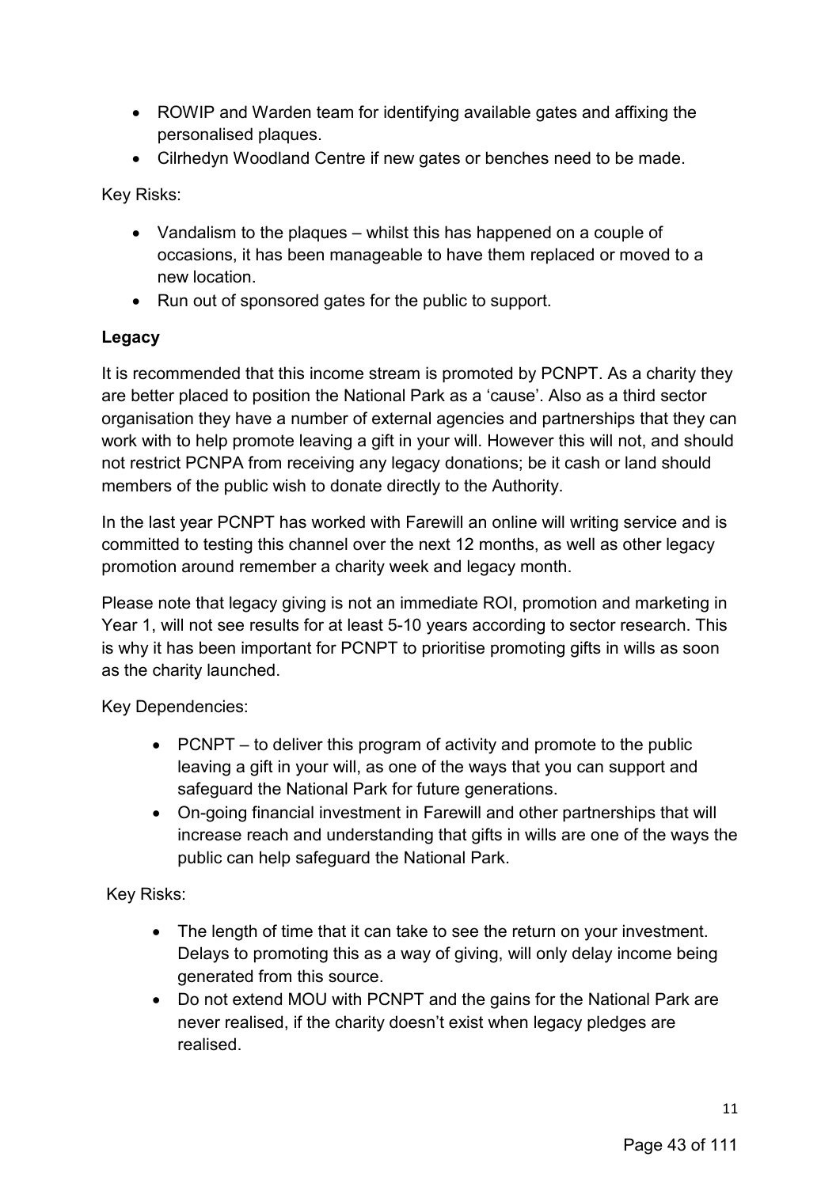- ROWIP and Warden team for identifying available gates and affixing the personalised plaques.
- Cilrhedyn Woodland Centre if new gates or benches need to be made.

Key Risks:

- Vandalism to the plaques – whilst this has happened on a couple of occasions, it has been manageable to have them replaced or moved to a new location.
- Run out of sponsored gates for the public to support.

**Legacy**

It is recommended that this income stream is promoted by PCNPT. As a charity they are better placed to position the National Park as a 'cause'. Also as a third sector organisation they have a number of external agencies and partnerships that they can work with to help promote leaving a gift in your will. However this will not, and should not restrict PCNPA from receiving any legacy donations; be it cash or land should members of the public wish to donate directly to the Authority.

In the last year PCNPT has worked with Farewill an online will writing service and is committed to testing this channel over the next 12 months, as well as other legacy promotion around remember a charity week and legacy month.

Please note that legacy giving is not an immediate ROI, promotion and marketing in Year 1, will not see results for at least 5-10 years according to sector research. This is why it has been important for PCNPT to prioritise promoting gifts in wills as soon as the charity launched.

Key Dependencies:

- PCNPT – to deliver this program of activity and promote to the public leaving a gift in your will, as one of the ways that you can support and safeguard the National Park for future generations.
- On-going financial investment in Farewill and other partnerships that will increase reach and understanding that gifts in wills are one of the ways the public can help safeguard the National Park.

Key Risks:

- The length of time that it can take to see the return on your investment. Delays to promoting this as a way of giving, will only delay income being generated from this source.
- Do not extend MOU with PCNPT and the gains for the National Park are never realised, if the charity doesn't exist when legacy pledges are realised.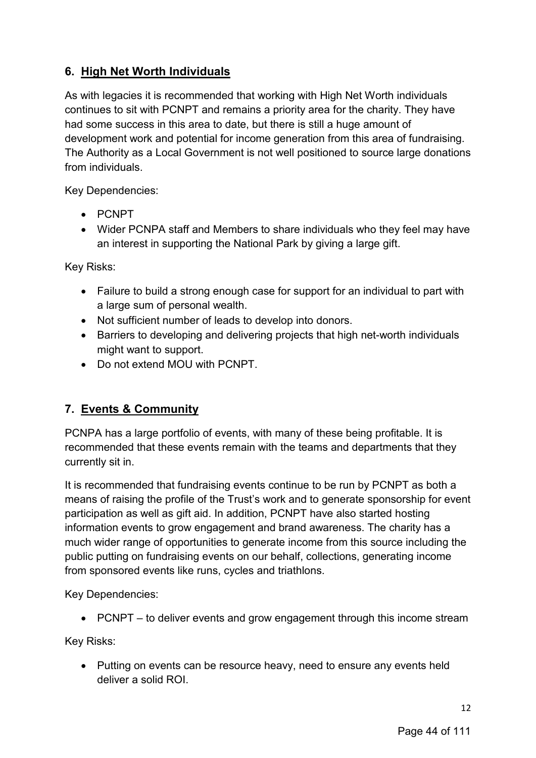## 6. High Net Worth Individuals

As with legacies it is recommended that working with High Net Worth individuals continues to sit with PCNPT and remains a priority area for the charity. They have had some success in this area to date, but there is still a huge amount of development work and potential for income generation from this area of fundraising. The Authority as a Local Government is not well positioned to source large donations from individuals.

Key Dependencies:

- PCNPT
- Wider PCNPA staff and Members to share individuals who they feel may have an interest in supporting the National Park by giving a large gift.

Key Risks:

- Failure to build a strong enough case for support for an individual to part with a large sum of personal wealth.
- Not sufficient number of leads to develop into donors.
- Barriers to developing and delivering projects that high net-worth individuals might want to support.
- Do not extend MOU with PCNPT.

## 7. Events & Community

PCNPA has a large portfolio of events, with many of these being profitable. It is recommended that these events remain with the teams and departments that they currently sit in.

It is recommended that fundraising events continue to be run by PCNPT as both a means of raising the profile of the Trust's work and to generate sponsorship for event participation as well as gift aid. In addition, PCNPT have also started hosting information events to grow engagement and brand awareness. The charity has a much wider range of opportunities to generate income from this source including the public putting on fundraising events on our behalf, collections, generating income from sponsored events like runs, cycles and triathlons.

Key Dependencies:

- PCNPT – to deliver events and grow engagement through this income stream

Key Risks:

- Putting on events can be resource heavy, need to ensure any events held deliver a solid ROI.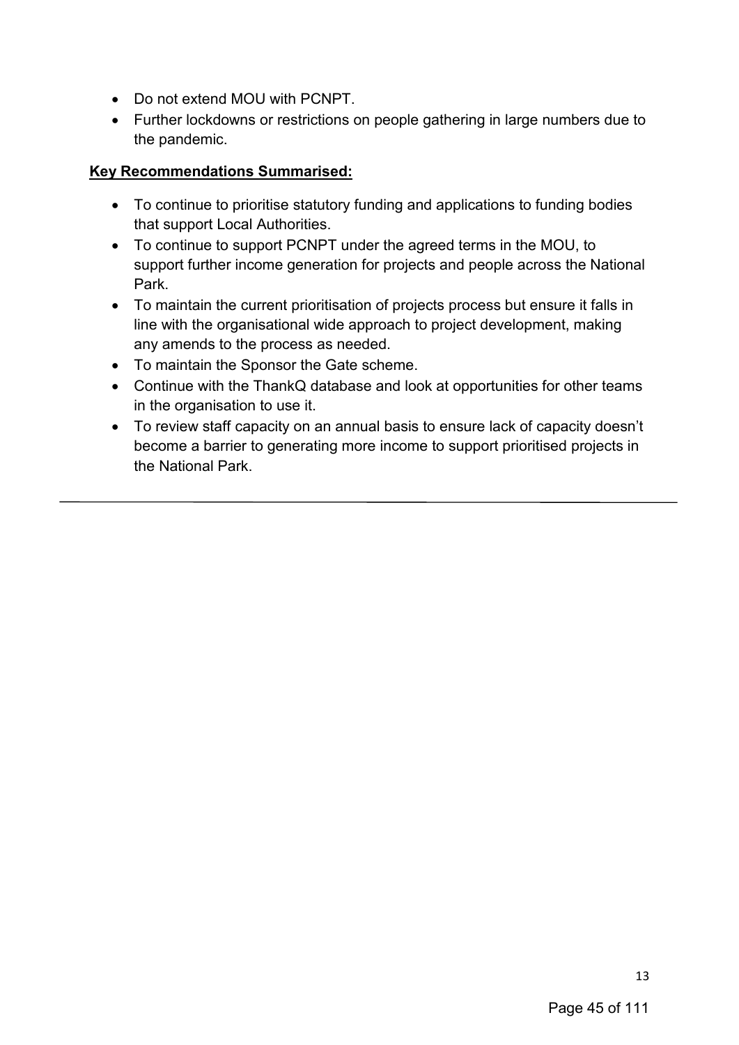- Do not extend MOU with PCNPT.
- Further lockdowns or restrictions on people gathering in large numbers due to the pandemic.

**Key Recommendations Summarised:**

- To continue to prioritise statutory funding and applications to funding bodies that support Local Authorities.
- To continue to support PCNPT under the agreed terms in the MOU, to support further income generation for projects and people across the National Park.
- To maintain the current prioritisation of projects process but ensure it falls in line with the organisational wide approach to project development, making any amends to the process as needed.
- To maintain the Sponsor the Gate scheme.
- Continue with the ThankQ database and look at opportunities for other teams in the organisation to use it.
- To review staff capacity on an annual basis to ensure lack of capacity doesn't become a barrier to generating more income to support prioritised projects in the National Park.

---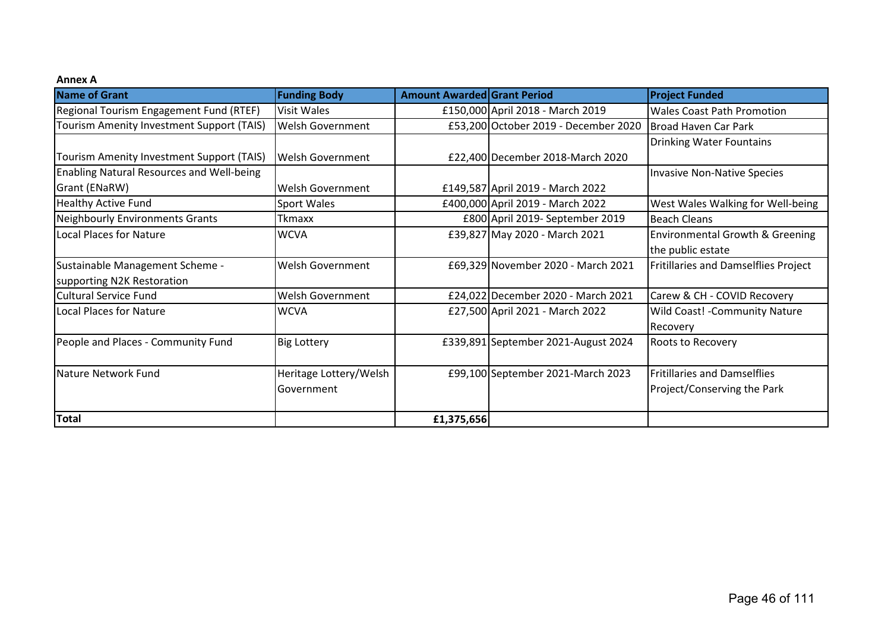**Annex A**

| Name of Grant | Funding Body | Amount Awarded | Grant Period | Project Funded |
|---|---|---|---|---|
| Regional Tourism Engagement Fund (RTEF) | Visit Wales | £150,000 | April 2018 - March 2019 | Wales Coast Path Promotion |
| Tourism Amenity Investment Support (TAIS) | Welsh Government | £53,200 | October 2019 - December 2020 | Broad Haven Car Park |
| Tourism Amenity Investment Support (TAIS) | Welsh Government | £22,400 | December 2018-March 2020 | Drinking Water Fountains |
| Enabling Natural Resources and Well-being Grant (ENaRW) | Welsh Government | £149,587 | April 2019 - March 2022 | Invasive Non-Native Species |
| Healthy Active Fund | Sport Wales | £400,000 | April 2019 - March 2022 | West Wales Walking for Well-being |
| Neighbourly Environments Grants | Tkmaxx | £800 | April 2019- September 2019 | Beach Cleans |
| Local Places for Nature | WCVA | £39,827 | May 2020 - March 2021 | Environmental Growth & Greening the public estate |
| Sustainable Management Scheme - supporting N2K Restoration | Welsh Government | £69,329 | November 2020 - March 2021 | Fritillaries and Damselflies Project |
| Cultural Service Fund | Welsh Government | £24,022 | December 2020 - March 2021 | Carew & CH - COVID Recovery |
| Local Places for Nature | WCVA | £27,500 | April 2021 - March 2022 | Wild Coast! -Community Nature Recovery |
| People and Places - Community Fund | Big Lottery | £339,891 | September 2021-August 2024 | Roots to Recovery |
| Nature Network Fund | Heritage Lottery/Welsh Government | £99,100 | September 2021-March 2023 | Fritillaries and Damselflies Project/Conserving the Park |
| **Total** | | **£1,375,656** | | |